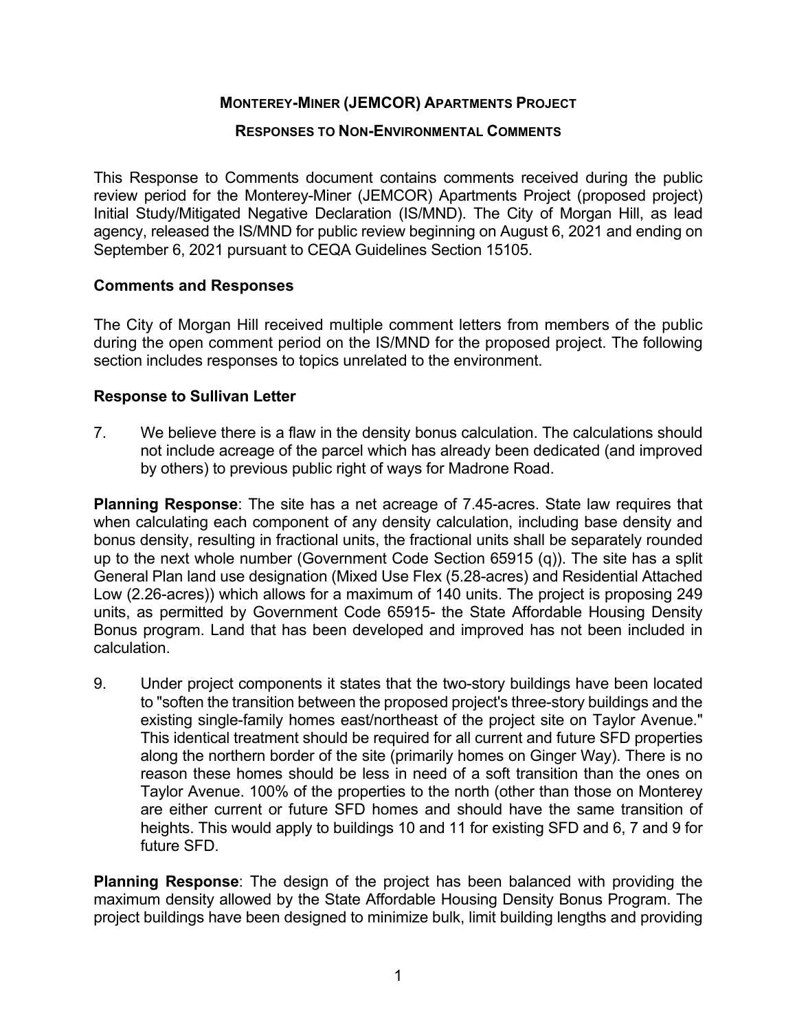# Monterey-Miner (JEMCOR) Apartments Project

## Responses to Non-Environmental Comments

This Response to Comments document contains comments received during the public review period for the Monterey-Miner (JEMCOR) Apartments Project (proposed project) Initial Study/Mitigated Negative Declaration (IS/MND). The City of Morgan Hill, as lead agency, released the IS/MND for public review beginning on August 6, 2021 and ending on September 6, 2021 pursuant to CEQA Guidelines Section 15105.

### Comments and Responses

The City of Morgan Hill received multiple comment letters from members of the public during the open comment period on the IS/MND for the proposed project. The following section includes responses to topics unrelated to the environment.

### Response to Sullivan Letter

7. We believe there is a flaw in the density bonus calculation. The calculations should not include acreage of the parcel which has already been dedicated (and improved by others) to previous public right of ways for Madrone Road.

**Planning Response**: The site has a net acreage of 7.45-acres. State law requires that when calculating each component of any density calculation, including base density and bonus density, resulting in fractional units, the fractional units shall be separately rounded up to the next whole number (Government Code Section 65915 (q)). The site has a split General Plan land use designation (Mixed Use Flex (5.28-acres) and Residential Attached Low (2.26-acres)) which allows for a maximum of 140 units. The project is proposing 249 units, as permitted by Government Code 65915- the State Affordable Housing Density Bonus program. Land that has been developed and improved has not been included in calculation.

9. Under project components it states that the two-story buildings have been located to "soften the transition between the proposed project's three-story buildings and the existing single-family homes east/northeast of the project site on Taylor Avenue." This identical treatment should be required for all current and future SFD properties along the northern border of the site (primarily homes on Ginger Way). There is no reason these homes should be less in need of a soft transition than the ones on Taylor Avenue. 100% of the properties to the north (other than those on Monterey are either current or future SFD homes and should have the same transition of heights. This would apply to buildings 10 and 11 for existing SFD and 6, 7 and 9 for future SFD.

**Planning Response**: The design of the project has been balanced with providing the maximum density allowed by the State Affordable Housing Density Bonus Program. The project buildings have been designed to minimize bulk, limit building lengths and providing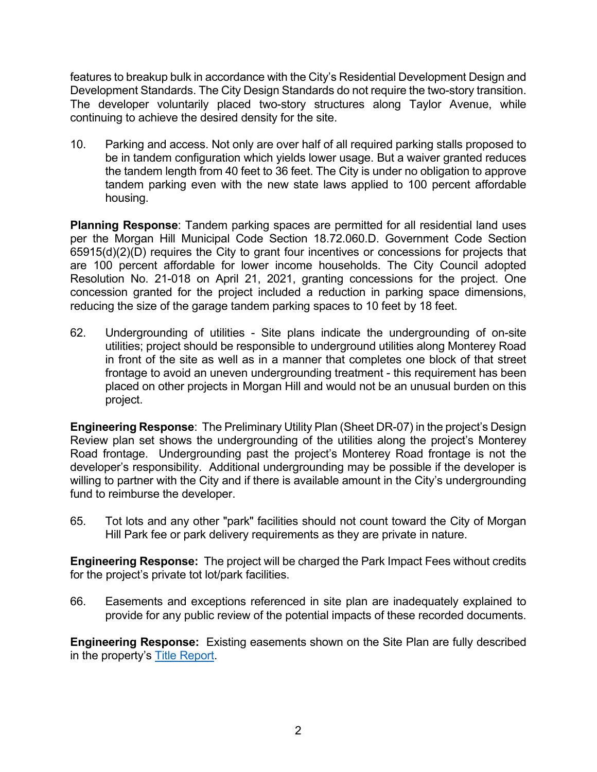features to breakup bulk in accordance with the City's Residential Development Design and Development Standards. The City Design Standards do not require the two-story transition. The developer voluntarily placed two-story structures along Taylor Avenue, while continuing to achieve the desired density for the site.

10. Parking and access. Not only are over half of all required parking stalls proposed to be in tandem configuration which yields lower usage. But a waiver granted reduces the tandem length from 40 feet to 36 feet. The City is under no obligation to approve tandem parking even with the new state laws applied to 100 percent affordable housing.

**Planning Response**: Tandem parking spaces are permitted for all residential land uses per the Morgan Hill Municipal Code Section 18.72.060.D. Government Code Section 65915(d)(2)(D) requires the City to grant four incentives or concessions for projects that are 100 percent affordable for lower income households. The City Council adopted Resolution No. 21-018 on April 21, 2021, granting concessions for the project. One concession granted for the project included a reduction in parking space dimensions, reducing the size of the garage tandem parking spaces to 10 feet by 18 feet.

62. Undergrounding of utilities - Site plans indicate the undergrounding of on-site utilities; project should be responsible to underground utilities along Monterey Road in front of the site as well as in a manner that completes one block of that street frontage to avoid an uneven undergrounding treatment - this requirement has been placed on other projects in Morgan Hill and would not be an unusual burden on this project.

**Engineering Response**: The Preliminary Utility Plan (Sheet DR-07) in the project's Design Review plan set shows the undergrounding of the utilities along the project's Monterey Road frontage. Undergrounding past the project's Monterey Road frontage is not the developer's responsibility. Additional undergrounding may be possible if the developer is willing to partner with the City and if there is available amount in the City's undergrounding fund to reimburse the developer.

65. Tot lots and any other "park" facilities should not count toward the City of Morgan Hill Park fee or park delivery requirements as they are private in nature.

**Engineering Response:** The project will be charged the Park Impact Fees without credits for the project's private tot lot/park facilities.

66. Easements and exceptions referenced in site plan are inadequately explained to provide for any public review of the potential impacts of these recorded documents.

**Engineering Response:** Existing easements shown on the Site Plan are fully described in the property's Title Report.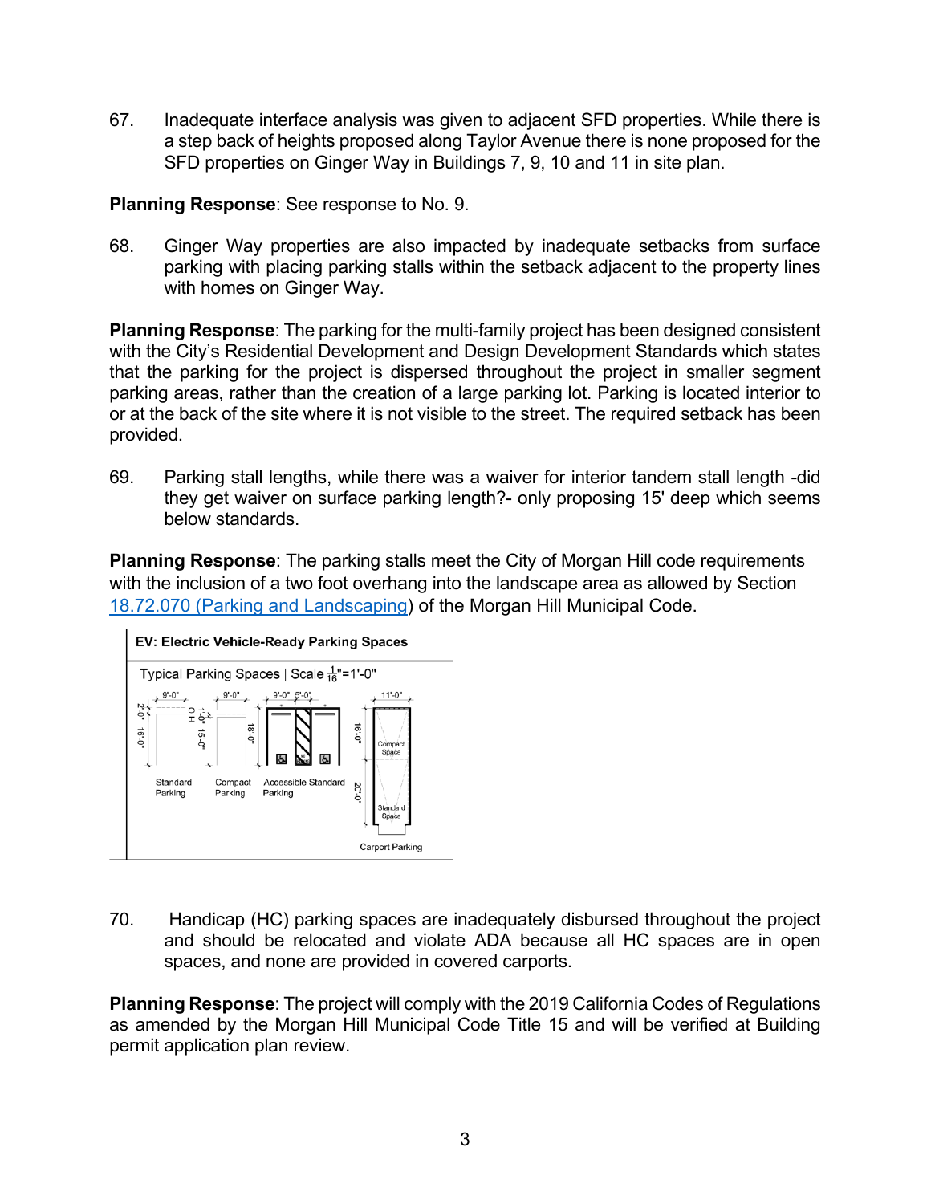67. Inadequate interface analysis was given to adjacent SFD properties. While there is a step back of heights proposed along Taylor Avenue there is none proposed for the SFD properties on Ginger Way in Buildings 7, 9, 10 and 11 in site plan.

**Planning Response**: See response to No. 9.

68. Ginger Way properties are also impacted by inadequate setbacks from surface parking with placing parking stalls within the setback adjacent to the property lines with homes on Ginger Way.

**Planning Response**: The parking for the multi-family project has been designed consistent with the City's Residential Development and Design Development Standards which states that the parking for the project is dispersed throughout the project in smaller segment parking areas, rather than the creation of a large parking lot. Parking is located interior to or at the back of the site where it is not visible to the street. The required setback has been provided.

69. Parking stall lengths, while there was a waiver for interior tandem stall length -did they get waiver on surface parking length?- only proposing 15' deep which seems below standards.

**Planning Response**: The parking stalls meet the City of Morgan Hill code requirements with the inclusion of a two foot overhang into the landscape area as allowed by Section [18.72.070 (Parking and Landscaping)]() of the Morgan Hill Municipal Code.

**EV: Electric Vehicle-Ready Parking Spaces**

Typical Parking Spaces | Scale $\frac{1}{16}$"=1'-0"

9'-0" | 9'-0" | 9'-0" 5'-0" | 11'-0"

2'-0" O.H. | 16'-0" | 1'-0" | 15'-0" | 18'-0" | 16'-0" | 20'-0"

Standard Parking | Compact Parking | Accessible Standard Parking | Compact Space | Standard Space | Carport Parking

70. Handicap (HC) parking spaces are inadequately disbursed throughout the project and should be relocated and violate ADA because all HC spaces are in open spaces, and none are provided in covered carports.

**Planning Response**: The project will comply with the 2019 California Codes of Regulations as amended by the Morgan Hill Municipal Code Title 15 and will be verified at Building permit application plan review.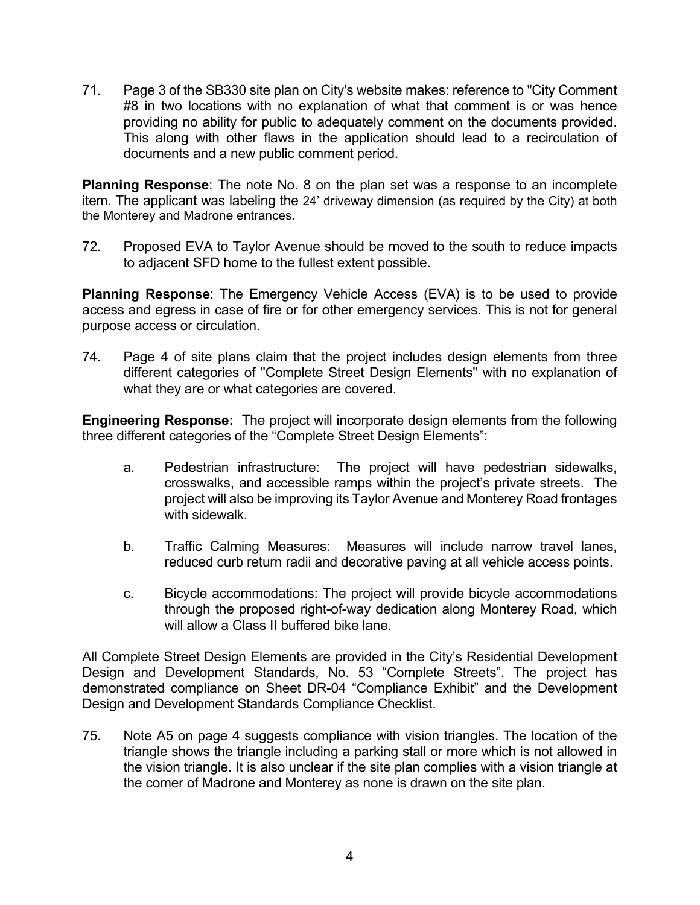71. Page 3 of the SB330 site plan on City's website makes: reference to "City Comment #8 in two locations with no explanation of what that comment is or was hence providing no ability for public to adequately comment on the documents provided. This along with other flaws in the application should lead to a recirculation of documents and a new public comment period.

**Planning Response**: The note No. 8 on the plan set was a response to an incomplete item. The applicant was labeling the 24' driveway dimension (as required by the City) at both the Monterey and Madrone entrances.

72. Proposed EVA to Taylor Avenue should be moved to the south to reduce impacts to adjacent SFD home to the fullest extent possible.

**Planning Response**: The Emergency Vehicle Access (EVA) is to be used to provide access and egress in case of fire or for other emergency services. This is not for general purpose access or circulation.

74. Page 4 of site plans claim that the project includes design elements from three different categories of "Complete Street Design Elements" with no explanation of what they are or what categories are covered.

**Engineering Response:** The project will incorporate design elements from the following three different categories of the "Complete Street Design Elements":

a. Pedestrian infrastructure: The project will have pedestrian sidewalks, crosswalks, and accessible ramps within the project's private streets. The project will also be improving its Taylor Avenue and Monterey Road frontages with sidewalk.

b. Traffic Calming Measures: Measures will include narrow travel lanes, reduced curb return radii and decorative paving at all vehicle access points.

c. Bicycle accommodations: The project will provide bicycle accommodations through the proposed right-of-way dedication along Monterey Road, which will allow a Class II buffered bike lane.

All Complete Street Design Elements are provided in the City's Residential Development Design and Development Standards, No. 53 "Complete Streets". The project has demonstrated compliance on Sheet DR-04 "Compliance Exhibit" and the Development Design and Development Standards Compliance Checklist.

75. Note A5 on page 4 suggests compliance with vision triangles. The location of the triangle shows the triangle including a parking stall or more which is not allowed in the vision triangle. It is also unclear if the site plan complies with a vision triangle at the comer of Madrone and Monterey as none is drawn on the site plan.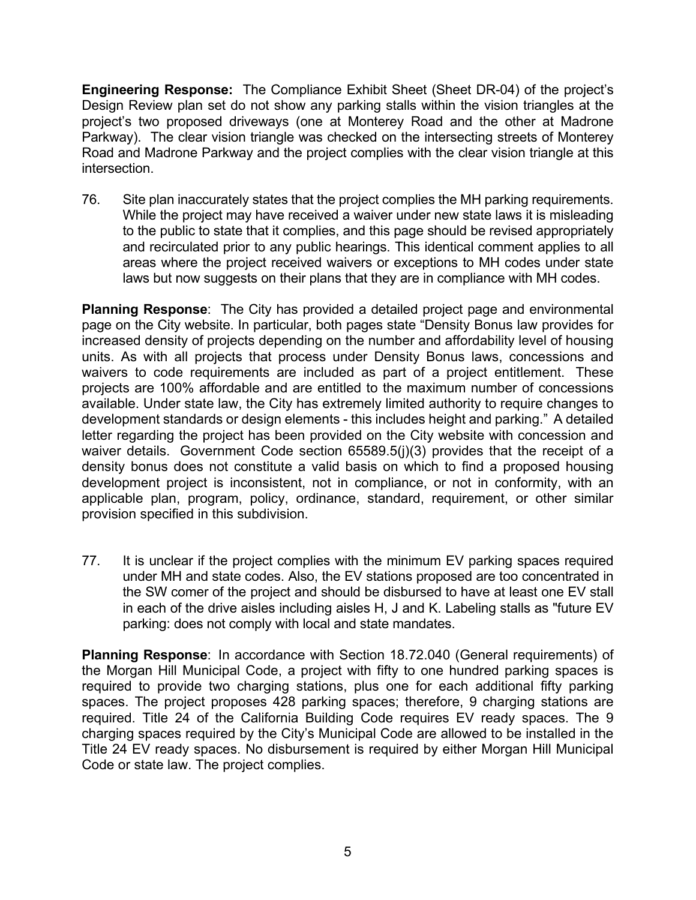**Engineering Response:** The Compliance Exhibit Sheet (Sheet DR-04) of the project's Design Review plan set do not show any parking stalls within the vision triangles at the project's two proposed driveways (one at Monterey Road and the other at Madrone Parkway). The clear vision triangle was checked on the intersecting streets of Monterey Road and Madrone Parkway and the project complies with the clear vision triangle at this intersection.

76. Site plan inaccurately states that the project complies the MH parking requirements. While the project may have received a waiver under new state laws it is misleading to the public to state that it complies, and this page should be revised appropriately and recirculated prior to any public hearings. This identical comment applies to all areas where the project received waivers or exceptions to MH codes under state laws but now suggests on their plans that they are in compliance with MH codes.

**Planning Response**: The City has provided a detailed project page and environmental page on the City website. In particular, both pages state "Density Bonus law provides for increased density of projects depending on the number and affordability level of housing units. As with all projects that process under Density Bonus laws, concessions and waivers to code requirements are included as part of a project entitlement. These projects are 100% affordable and are entitled to the maximum number of concessions available. Under state law, the City has extremely limited authority to require changes to development standards or design elements - this includes height and parking." A detailed letter regarding the project has been provided on the City website with concession and waiver details. Government Code section 65589.5(j)(3) provides that the receipt of a density bonus does not constitute a valid basis on which to find a proposed housing development project is inconsistent, not in compliance, or not in conformity, with an applicable plan, program, policy, ordinance, standard, requirement, or other similar provision specified in this subdivision.

77. It is unclear if the project complies with the minimum EV parking spaces required under MH and state codes. Also, the EV stations proposed are too concentrated in the SW comer of the project and should be disbursed to have at least one EV stall in each of the drive aisles including aisles H, J and K. Labeling stalls as "future EV parking: does not comply with local and state mandates.

**Planning Response**: In accordance with Section 18.72.040 (General requirements) of the Morgan Hill Municipal Code, a project with fifty to one hundred parking spaces is required to provide two charging stations, plus one for each additional fifty parking spaces. The project proposes 428 parking spaces; therefore, 9 charging stations are required. Title 24 of the California Building Code requires EV ready spaces. The 9 charging spaces required by the City's Municipal Code are allowed to be installed in the Title 24 EV ready spaces. No disbursement is required by either Morgan Hill Municipal Code or state law. The project complies.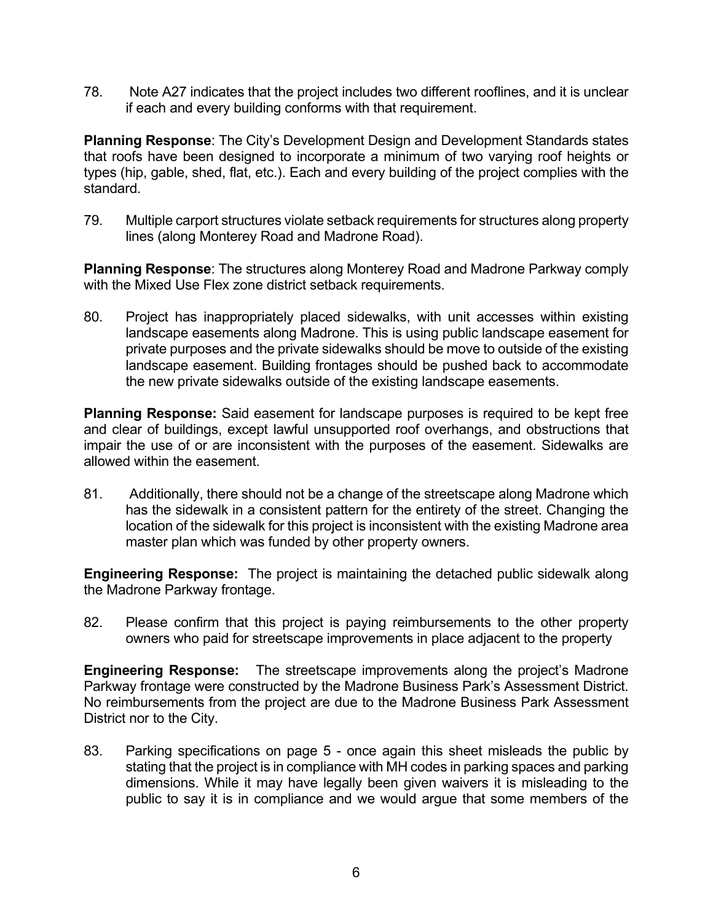78. Note A27 indicates that the project includes two different rooflines, and it is unclear if each and every building conforms with that requirement.

**Planning Response**: The City's Development Design and Development Standards states that roofs have been designed to incorporate a minimum of two varying roof heights or types (hip, gable, shed, flat, etc.). Each and every building of the project complies with the standard.

79. Multiple carport structures violate setback requirements for structures along property lines (along Monterey Road and Madrone Road).

**Planning Response**: The structures along Monterey Road and Madrone Parkway comply with the Mixed Use Flex zone district setback requirements.

80. Project has inappropriately placed sidewalks, with unit accesses within existing landscape easements along Madrone. This is using public landscape easement for private purposes and the private sidewalks should be move to outside of the existing landscape easement. Building frontages should be pushed back to accommodate the new private sidewalks outside of the existing landscape easements.

**Planning Response:** Said easement for landscape purposes is required to be kept free and clear of buildings, except lawful unsupported roof overhangs, and obstructions that impair the use of or are inconsistent with the purposes of the easement. Sidewalks are allowed within the easement.

81. Additionally, there should not be a change of the streetscape along Madrone which has the sidewalk in a consistent pattern for the entirety of the street. Changing the location of the sidewalk for this project is inconsistent with the existing Madrone area master plan which was funded by other property owners.

**Engineering Response:** The project is maintaining the detached public sidewalk along the Madrone Parkway frontage.

82. Please confirm that this project is paying reimbursements to the other property owners who paid for streetscape improvements in place adjacent to the property

**Engineering Response:** The streetscape improvements along the project's Madrone Parkway frontage were constructed by the Madrone Business Park's Assessment District. No reimbursements from the project are due to the Madrone Business Park Assessment District nor to the City.

83. Parking specifications on page 5 - once again this sheet misleads the public by stating that the project is in compliance with MH codes in parking spaces and parking dimensions. While it may have legally been given waivers it is misleading to the public to say it is in compliance and we would argue that some members of the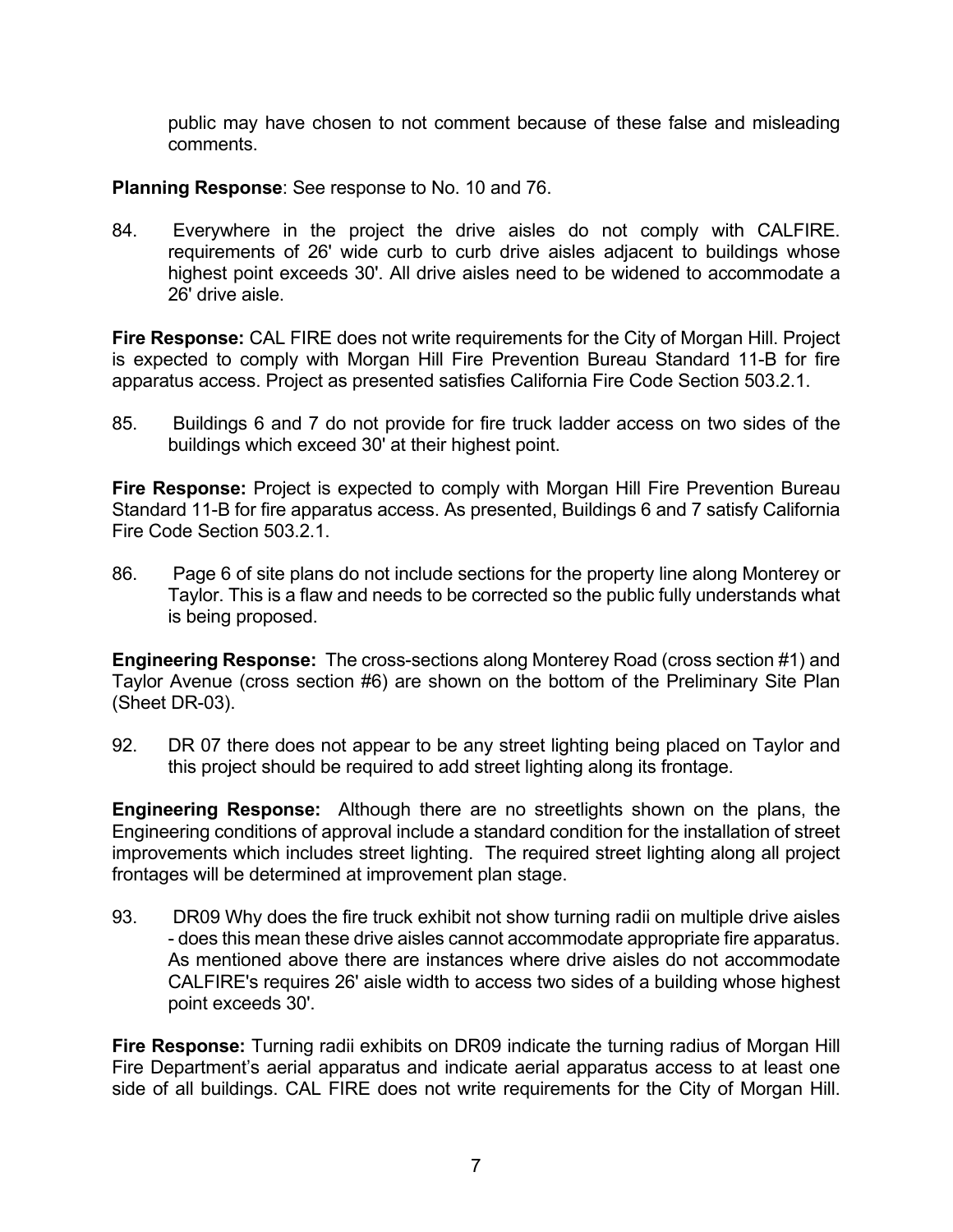public may have chosen to not comment because of these false and misleading comments.

**Planning Response**: See response to No. 10 and 76.

84. Everywhere in the project the drive aisles do not comply with CALFIRE. requirements of 26' wide curb to curb drive aisles adjacent to buildings whose highest point exceeds 30'. All drive aisles need to be widened to accommodate a 26' drive aisle.

**Fire Response:** CAL FIRE does not write requirements for the City of Morgan Hill. Project is expected to comply with Morgan Hill Fire Prevention Bureau Standard 11-B for fire apparatus access. Project as presented satisfies California Fire Code Section 503.2.1.

85. Buildings 6 and 7 do not provide for fire truck ladder access on two sides of the buildings which exceed 30' at their highest point.

**Fire Response:** Project is expected to comply with Morgan Hill Fire Prevention Bureau Standard 11-B for fire apparatus access. As presented, Buildings 6 and 7 satisfy California Fire Code Section 503.2.1.

86. Page 6 of site plans do not include sections for the property line along Monterey or Taylor. This is a flaw and needs to be corrected so the public fully understands what is being proposed.

**Engineering Response:** The cross-sections along Monterey Road (cross section #1) and Taylor Avenue (cross section #6) are shown on the bottom of the Preliminary Site Plan (Sheet DR-03).

92. DR 07 there does not appear to be any street lighting being placed on Taylor and this project should be required to add street lighting along its frontage.

**Engineering Response:** Although there are no streetlights shown on the plans, the Engineering conditions of approval include a standard condition for the installation of street improvements which includes street lighting. The required street lighting along all project frontages will be determined at improvement plan stage.

93. DR09 Why does the fire truck exhibit not show turning radii on multiple drive aisles - does this mean these drive aisles cannot accommodate appropriate fire apparatus. As mentioned above there are instances where drive aisles do not accommodate CALFIRE's requires 26' aisle width to access two sides of a building whose highest point exceeds 30'.

**Fire Response:** Turning radii exhibits on DR09 indicate the turning radius of Morgan Hill Fire Department's aerial apparatus and indicate aerial apparatus access to at least one side of all buildings. CAL FIRE does not write requirements for the City of Morgan Hill.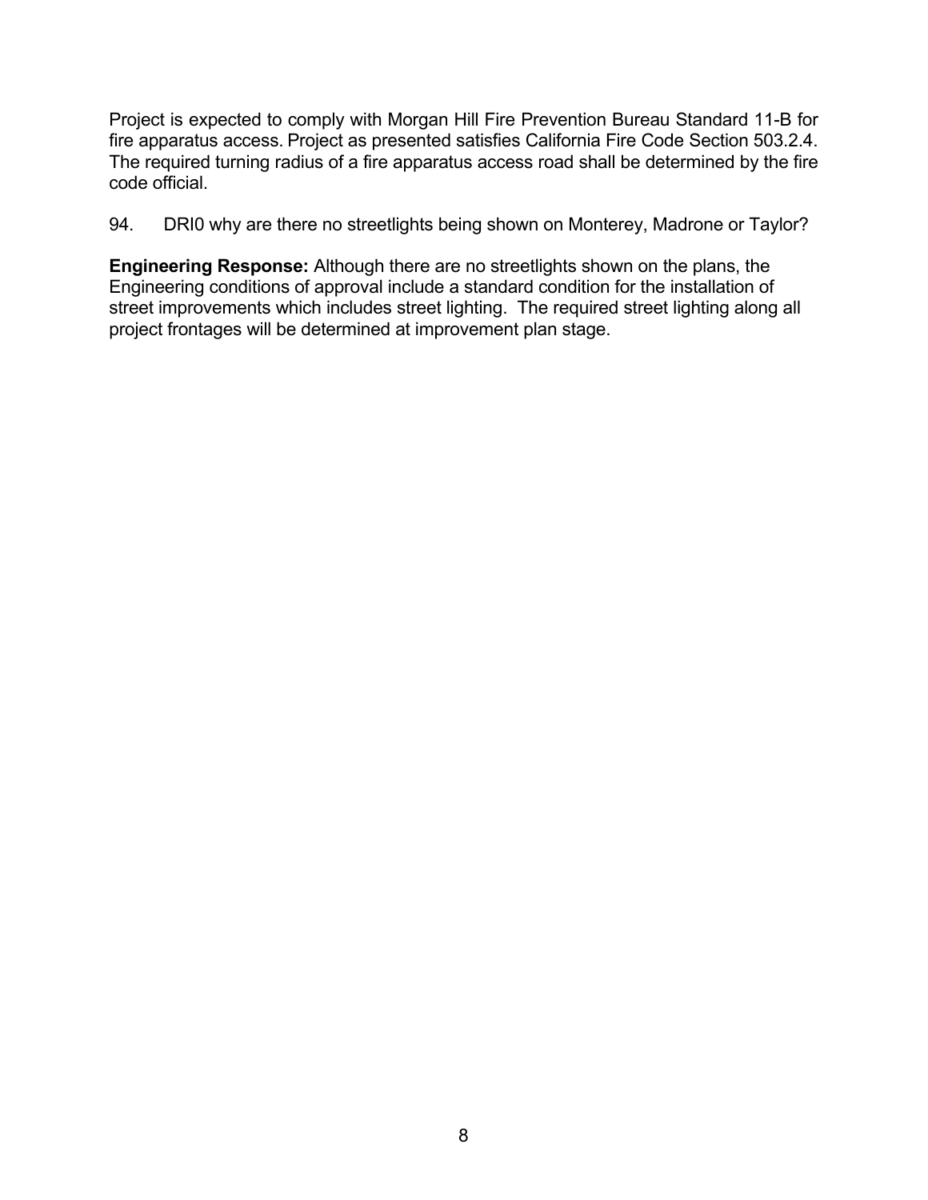Project is expected to comply with Morgan Hill Fire Prevention Bureau Standard 11-B for fire apparatus access. Project as presented satisfies California Fire Code Section 503.2.4. The required turning radius of a fire apparatus access road shall be determined by the fire code official.

94. DRI0 why are there no streetlights being shown on Monterey, Madrone or Taylor?

**Engineering Response:** Although there are no streetlights shown on the plans, the Engineering conditions of approval include a standard condition for the installation of street improvements which includes street lighting. The required street lighting along all project frontages will be determined at improvement plan stage.